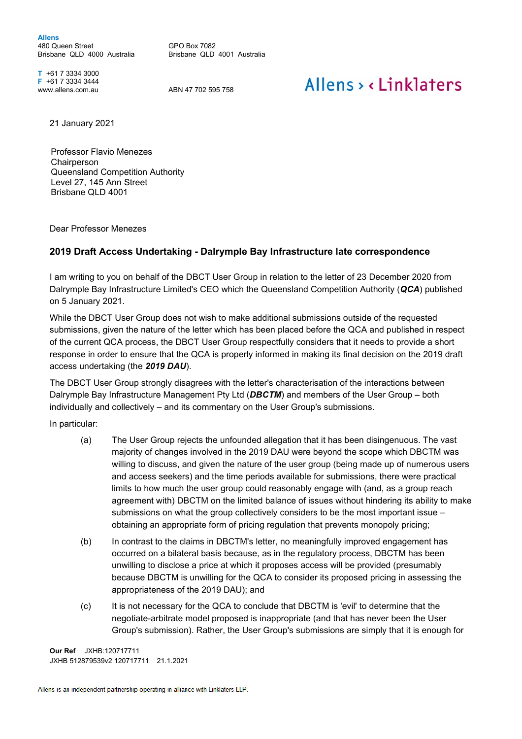Allens
480 Queen Street
Brisbane QLD 4000 Australia

GPO Box 7082
Brisbane QLD 4001 Australia

T +61 7 3334 3000
F +61 7 3334 3444
www.allens.com.au

ABN 47 702 595 758

Allens > < Linklaters

21 January 2021

Professor Flavio Menezes
Chairperson
Queensland Competition Authority
Level 27, 145 Ann Street
Brisbane QLD 4001

Dear Professor Menezes

## 2019 Draft Access Undertaking - Dalrymple Bay Infrastructure late correspondence

I am writing to you on behalf of the DBCT User Group in relation to the letter of 23 December 2020 from Dalrymple Bay Infrastructure Limited's CEO which the Queensland Competition Authority (***QCA***) published on 5 January 2021.

While the DBCT User Group does not wish to make additional submissions outside of the requested submissions, given the nature of the letter which has been placed before the QCA and published in respect of the current QCA process, the DBCT User Group respectfully considers that it needs to provide a short response in order to ensure that the QCA is properly informed in making its final decision on the 2019 draft access undertaking (the ***2019 DAU***).

The DBCT User Group strongly disagrees with the letter's characterisation of the interactions between Dalrymple Bay Infrastructure Management Pty Ltd (***DBCTM***) and members of the User Group – both individually and collectively – and its commentary on the User Group's submissions.

In particular:

(a) The User Group rejects the unfounded allegation that it has been disingenuous. The vast majority of changes involved in the 2019 DAU were beyond the scope which DBCTM was willing to discuss, and given the nature of the user group (being made up of numerous users and access seekers) and the time periods available for submissions, there were practical limits to how much the user group could reasonably engage with (and, as a group reach agreement with) DBCTM on the limited balance of issues without hindering its ability to make submissions on what the group collectively considers to be the most important issue – obtaining an appropriate form of pricing regulation that prevents monopoly pricing;

(b) In contrast to the claims in DBCTM's letter, no meaningfully improved engagement has occurred on a bilateral basis because, as in the regulatory process, DBCTM has been unwilling to disclose a price at which it proposes access will be provided (presumably because DBCTM is unwilling for the QCA to consider its proposed pricing in assessing the appropriateness of the 2019 DAU); and

(c) It is not necessary for the QCA to conclude that DBCTM is 'evil' to determine that the negotiate-arbitrate model proposed is inappropriate (and that has never been the User Group's submission). Rather, the User Group's submissions are simply that it is enough for

**Our Ref** JXHB:120717711
JXHB 512879539v2 120717711 21.1.2021

Allens is an independent partnership operating in alliance with Linklaters LLP.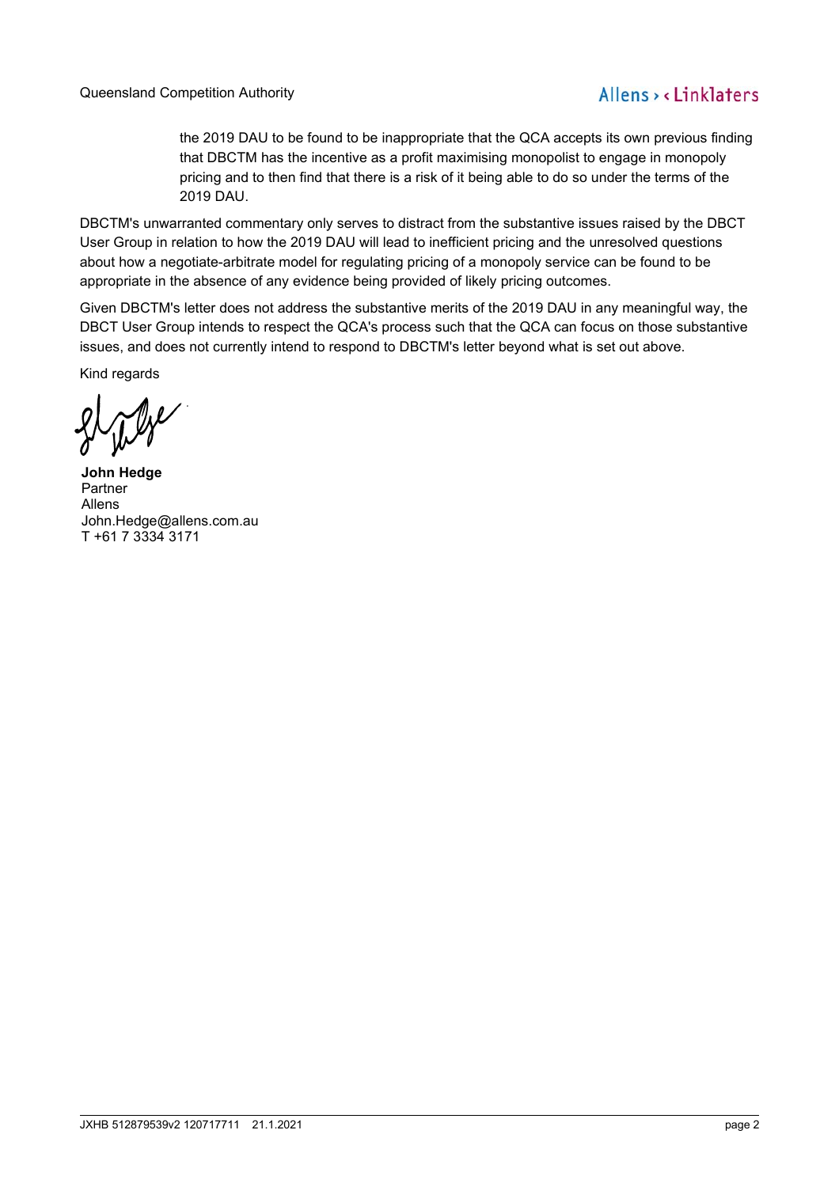the 2019 DAU to be found to be inappropriate that the QCA accepts its own previous finding that DBCTM has the incentive as a profit maximising monopolist to engage in monopoly pricing and to then find that there is a risk of it being able to do so under the terms of the 2019 DAU.

DBCTM's unwarranted commentary only serves to distract from the substantive issues raised by the DBCT User Group in relation to how the 2019 DAU will lead to inefficient pricing and the unresolved questions about how a negotiate-arbitrate model for regulating pricing of a monopoly service can be found to be appropriate in the absence of any evidence being provided of likely pricing outcomes.

Given DBCTM's letter does not address the substantive merits of the 2019 DAU in any meaningful way, the DBCT User Group intends to respect the QCA's process such that the QCA can focus on those substantive issues, and does not currently intend to respond to DBCTM's letter beyond what is set out above.

Kind regards

**John Hedge**
Partner
Allens
John.Hedge@allens.com.au
T +61 7 3334 3171

JXHB 512879539v2 120717711 21.1.2021